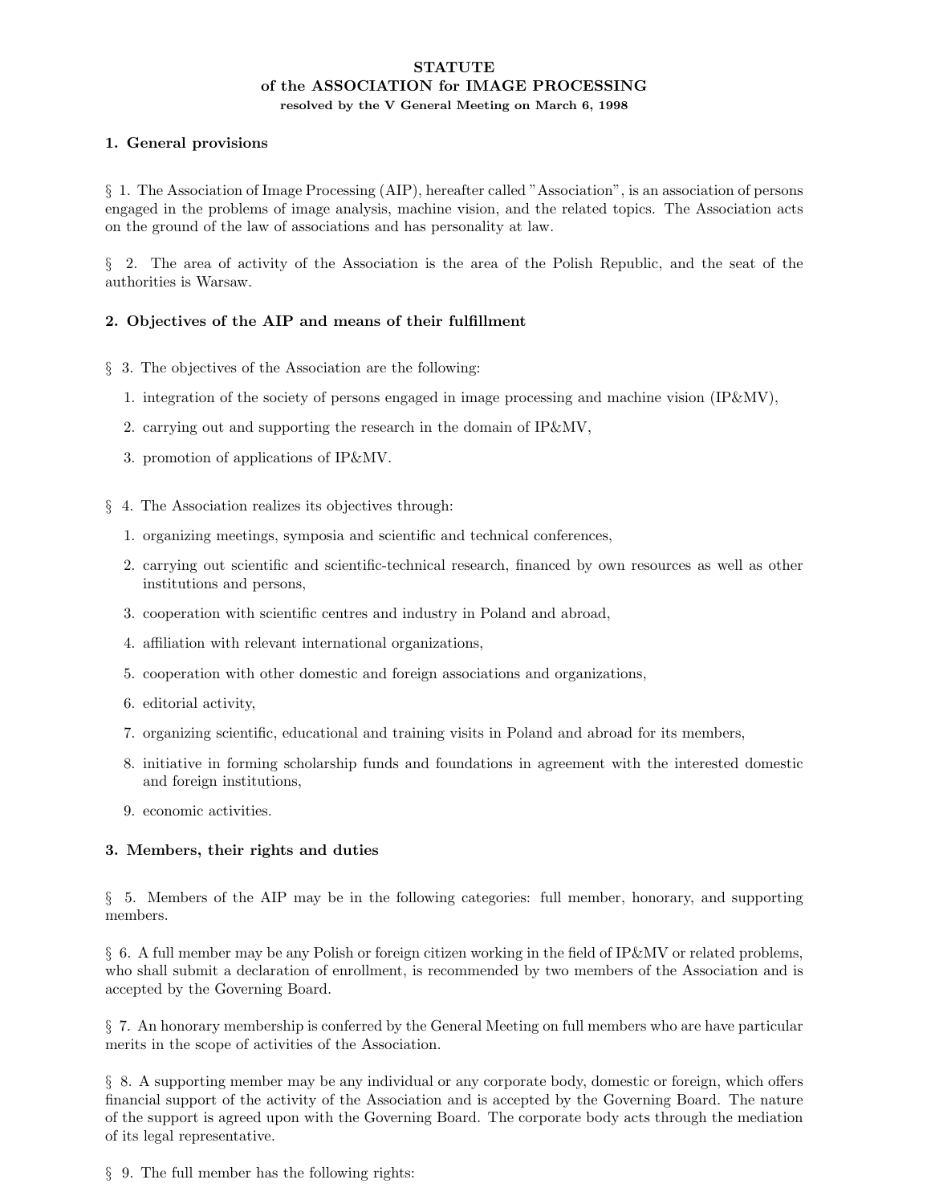# STATUTE
# of the ASSOCIATION for IMAGE PROCESSING

**resolved by the V General Meeting on March 6, 1998**

## 1. General provisions

§ 1. The Association of Image Processing (AIP), hereafter called "Association", is an association of persons engaged in the problems of image analysis, machine vision, and the related topics. The Association acts on the ground of the law of associations and has personality at law.

§ 2. The area of activity of the Association is the area of the Polish Republic, and the seat of the authorities is Warsaw.

## 2. Objectives of the AIP and means of their fulfillment

§ 3. The objectives of the Association are the following:

1. integration of the society of persons engaged in image processing and machine vision (IP&MV),
2. carrying out and supporting the research in the domain of IP&MV,
3. promotion of applications of IP&MV.

§ 4. The Association realizes its objectives through:

1. organizing meetings, symposia and scientific and technical conferences,
2. carrying out scientific and scientific-technical research, financed by own resources as well as other institutions and persons,
3. cooperation with scientific centres and industry in Poland and abroad,
4. affiliation with relevant international organizations,
5. cooperation with other domestic and foreign associations and organizations,
6. editorial activity,
7. organizing scientific, educational and training visits in Poland and abroad for its members,
8. initiative in forming scholarship funds and foundations in agreement with the interested domestic and foreign institutions,
9. economic activities.

## 3. Members, their rights and duties

§ 5. Members of the AIP may be in the following categories: full member, honorary, and supporting members.

§ 6. A full member may be any Polish or foreign citizen working in the field of IP&MV or related problems, who shall submit a declaration of enrollment, is recommended by two members of the Association and is accepted by the Governing Board.

§ 7. An honorary membership is conferred by the General Meeting on full members who are have particular merits in the scope of activities of the Association.

§ 8. A supporting member may be any individual or any corporate body, domestic or foreign, which offers financial support of the activity of the Association and is accepted by the Governing Board. The nature of the support is agreed upon with the Governing Board. The corporate body acts through the mediation of its legal representative.

§ 9. The full member has the following rights: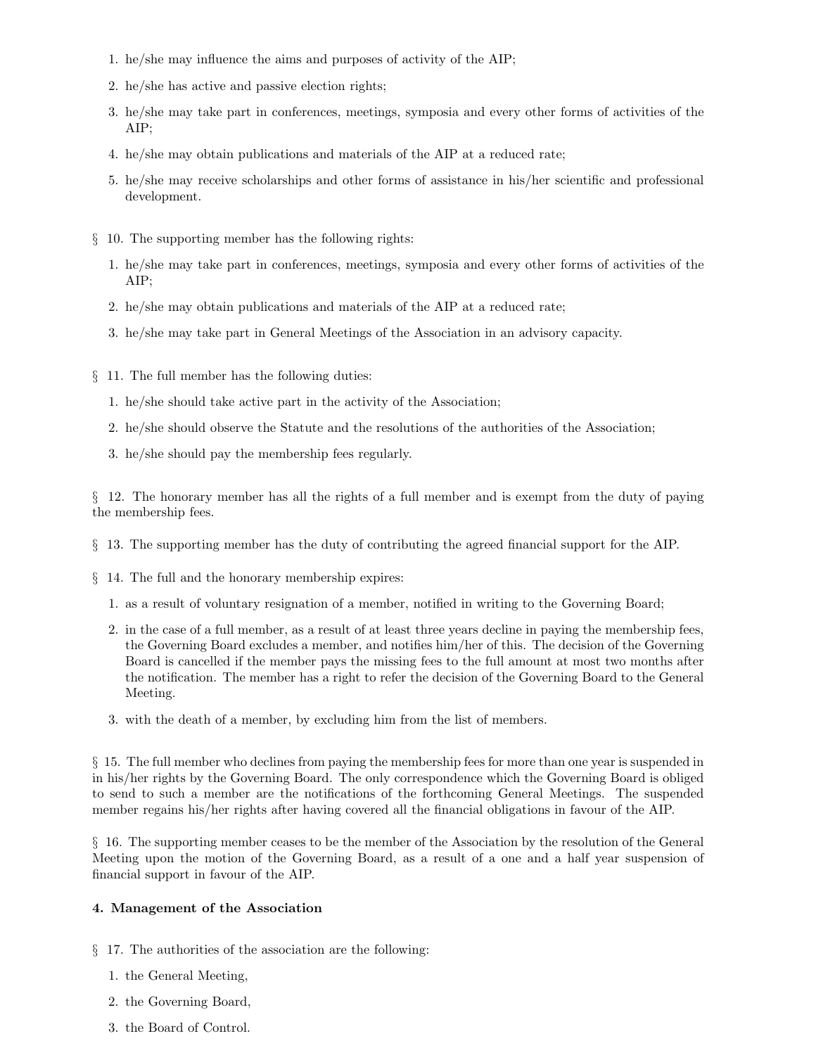1. he/she may influence the aims and purposes of activity of the AIP;
2. he/she has active and passive election rights;
3. he/she may take part in conferences, meetings, symposia and every other forms of activities of the AIP;
4. he/she may obtain publications and materials of the AIP at a reduced rate;
5. he/she may receive scholarships and other forms of assistance in his/her scientific and professional development.

§ 10. The supporting member has the following rights:

1. he/she may take part in conferences, meetings, symposia and every other forms of activities of the AIP;
2. he/she may obtain publications and materials of the AIP at a reduced rate;
3. he/she may take part in General Meetings of the Association in an advisory capacity.

§ 11. The full member has the following duties:

1. he/she should take active part in the activity of the Association;
2. he/she should observe the Statute and the resolutions of the authorities of the Association;
3. he/she should pay the membership fees regularly.

§ 12. The honorary member has all the rights of a full member and is exempt from the duty of paying the membership fees.

§ 13. The supporting member has the duty of contributing the agreed financial support for the AIP.

§ 14. The full and the honorary membership expires:

1. as a result of voluntary resignation of a member, notified in writing to the Governing Board;
2. in the case of a full member, as a result of at least three years decline in paying the membership fees, the Governing Board excludes a member, and notifies him/her of this. The decision of the Governing Board is cancelled if the member pays the missing fees to the full amount at most two months after the notification. The member has a right to refer the decision of the Governing Board to the General Meeting.
3. with the death of a member, by excluding him from the list of members.

§ 15. The full member who declines from paying the membership fees for more than one year is suspended in in his/her rights by the Governing Board. The only correspondence which the Governing Board is obliged to send to such a member are the notifications of the forthcoming General Meetings. The suspended member regains his/her rights after having covered all the financial obligations in favour of the AIP.

§ 16. The supporting member ceases to be the member of the Association by the resolution of the General Meeting upon the motion of the Governing Board, as a result of a one and a half year suspension of financial support in favour of the AIP.

**4. Management of the Association**

§ 17. The authorities of the association are the following:

1. the General Meeting,
2. the Governing Board,
3. the Board of Control.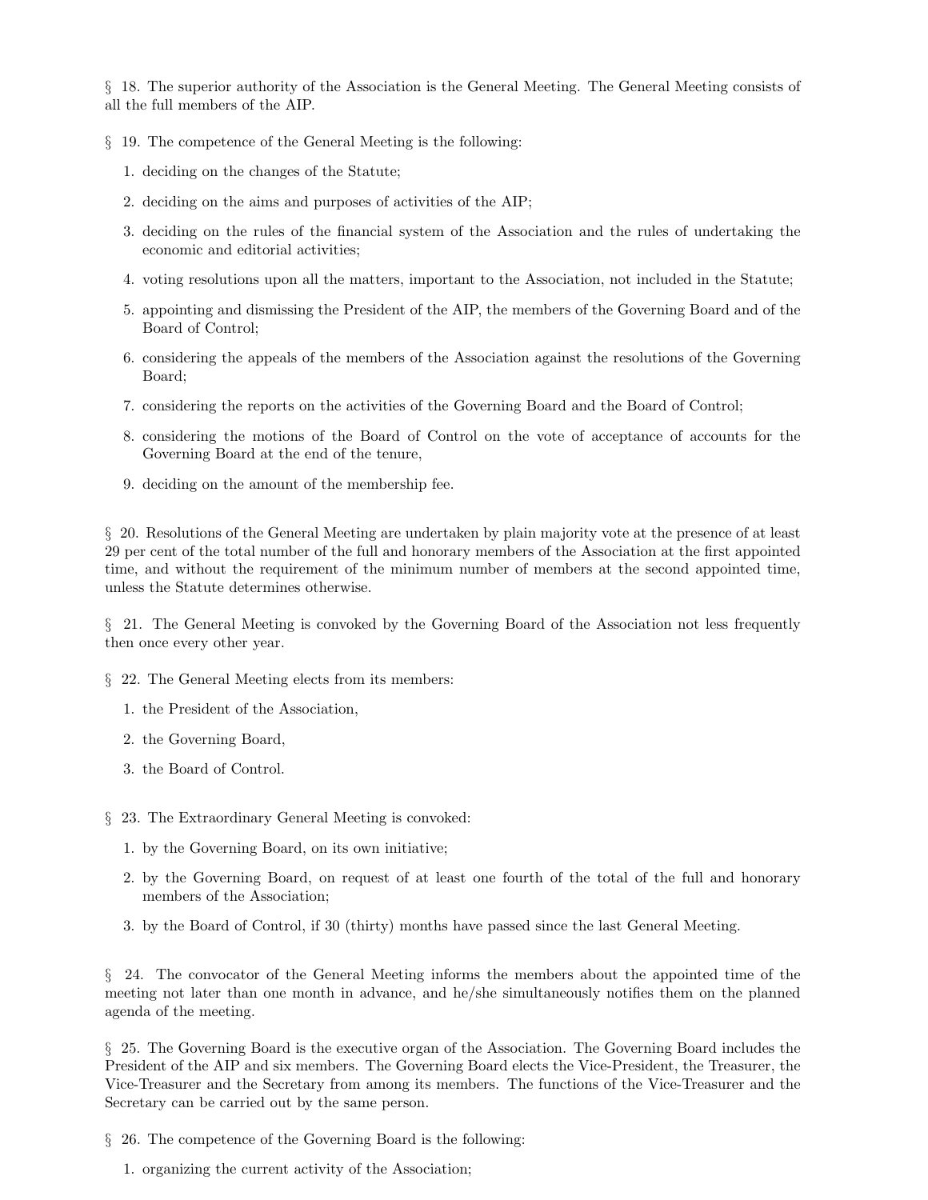§ 18. The superior authority of the Association is the General Meeting. The General Meeting consists of all the full members of the AIP.

§ 19. The competence of the General Meeting is the following:

1. deciding on the changes of the Statute;
2. deciding on the aims and purposes of activities of the AIP;
3. deciding on the rules of the financial system of the Association and the rules of undertaking the economic and editorial activities;
4. voting resolutions upon all the matters, important to the Association, not included in the Statute;
5. appointing and dismissing the President of the AIP, the members of the Governing Board and of the Board of Control;
6. considering the appeals of the members of the Association against the resolutions of the Governing Board;
7. considering the reports on the activities of the Governing Board and the Board of Control;
8. considering the motions of the Board of Control on the vote of acceptance of accounts for the Governing Board at the end of the tenure,
9. deciding on the amount of the membership fee.

§ 20. Resolutions of the General Meeting are undertaken by plain majority vote at the presence of at least 29 per cent of the total number of the full and honorary members of the Association at the first appointed time, and without the requirement of the minimum number of members at the second appointed time, unless the Statute determines otherwise.

§ 21. The General Meeting is convoked by the Governing Board of the Association not less frequently then once every other year.

§ 22. The General Meeting elects from its members:

1. the President of the Association,
2. the Governing Board,
3. the Board of Control.

§ 23. The Extraordinary General Meeting is convoked:

1. by the Governing Board, on its own initiative;
2. by the Governing Board, on request of at least one fourth of the total of the full and honorary members of the Association;
3. by the Board of Control, if 30 (thirty) months have passed since the last General Meeting.

§ 24. The convocator of the General Meeting informs the members about the appointed time of the meeting not later than one month in advance, and he/she simultaneously notifies them on the planned agenda of the meeting.

§ 25. The Governing Board is the executive organ of the Association. The Governing Board includes the President of the AIP and six members. The Governing Board elects the Vice-President, the Treasurer, the Vice-Treasurer and the Secretary from among its members. The functions of the Vice-Treasurer and the Secretary can be carried out by the same person.

§ 26. The competence of the Governing Board is the following:

1. organizing the current activity of the Association;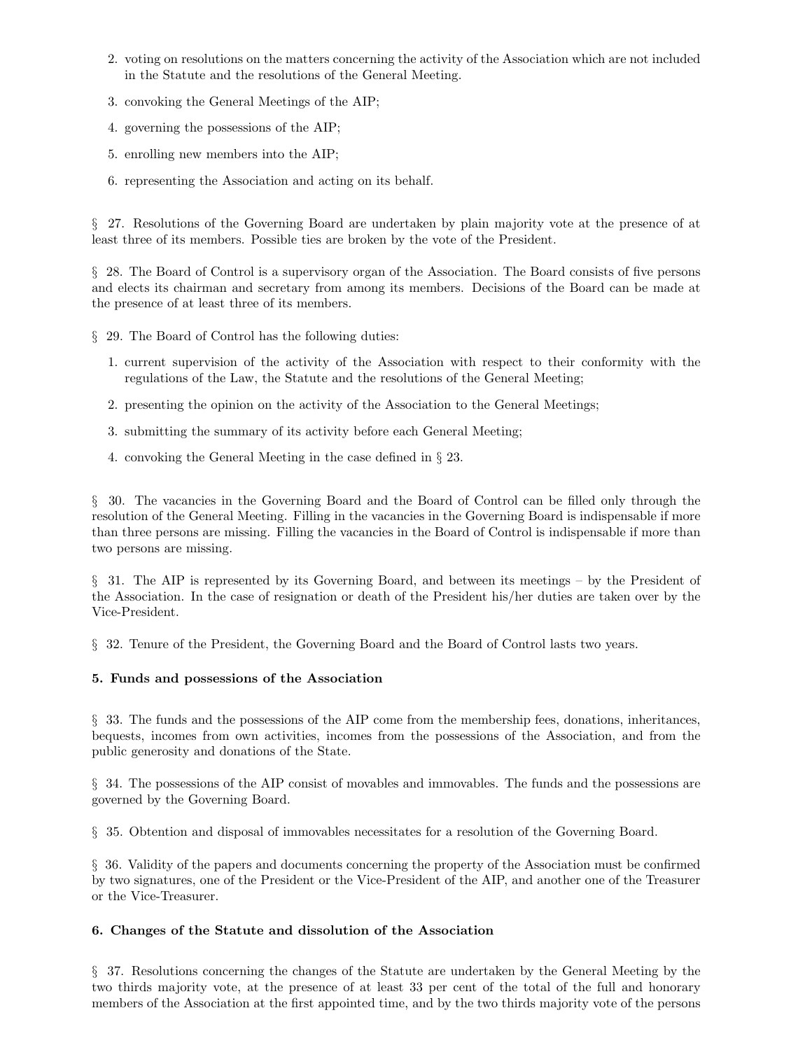2. voting on resolutions on the matters concerning the activity of the Association which are not included in the Statute and the resolutions of the General Meeting.
3. convoking the General Meetings of the AIP;
4. governing the possessions of the AIP;
5. enrolling new members into the AIP;
6. representing the Association and acting on its behalf.

§ 27. Resolutions of the Governing Board are undertaken by plain majority vote at the presence of at least three of its members. Possible ties are broken by the vote of the President.

§ 28. The Board of Control is a supervisory organ of the Association. The Board consists of five persons and elects its chairman and secretary from among its members. Decisions of the Board can be made at the presence of at least three of its members.

§ 29. The Board of Control has the following duties:

1. current supervision of the activity of the Association with respect to their conformity with the regulations of the Law, the Statute and the resolutions of the General Meeting;
2. presenting the opinion on the activity of the Association to the General Meetings;
3. submitting the summary of its activity before each General Meeting;
4. convoking the General Meeting in the case defined in § 23.

§ 30. The vacancies in the Governing Board and the Board of Control can be filled only through the resolution of the General Meeting. Filling in the vacancies in the Governing Board is indispensable if more than three persons are missing. Filling the vacancies in the Board of Control is indispensable if more than two persons are missing.

§ 31. The AIP is represented by its Governing Board, and between its meetings – by the President of the Association. In the case of resignation or death of the President his/her duties are taken over by the Vice-President.

§ 32. Tenure of the President, the Governing Board and the Board of Control lasts two years.

### 5. Funds and possessions of the Association

§ 33. The funds and the possessions of the AIP come from the membership fees, donations, inheritances, bequests, incomes from own activities, incomes from the possessions of the Association, and from the public generosity and donations of the State.

§ 34. The possessions of the AIP consist of movables and immovables. The funds and the possessions are governed by the Governing Board.

§ 35. Obtention and disposal of immovables necessitates for a resolution of the Governing Board.

§ 36. Validity of the papers and documents concerning the property of the Association must be confirmed by two signatures, one of the President or the Vice-President of the AIP, and another one of the Treasurer or the Vice-Treasurer.

### 6. Changes of the Statute and dissolution of the Association

§ 37. Resolutions concerning the changes of the Statute are undertaken by the General Meeting by the two thirds majority vote, at the presence of at least 33 per cent of the total of the full and honorary members of the Association at the first appointed time, and by the two thirds majority vote of the persons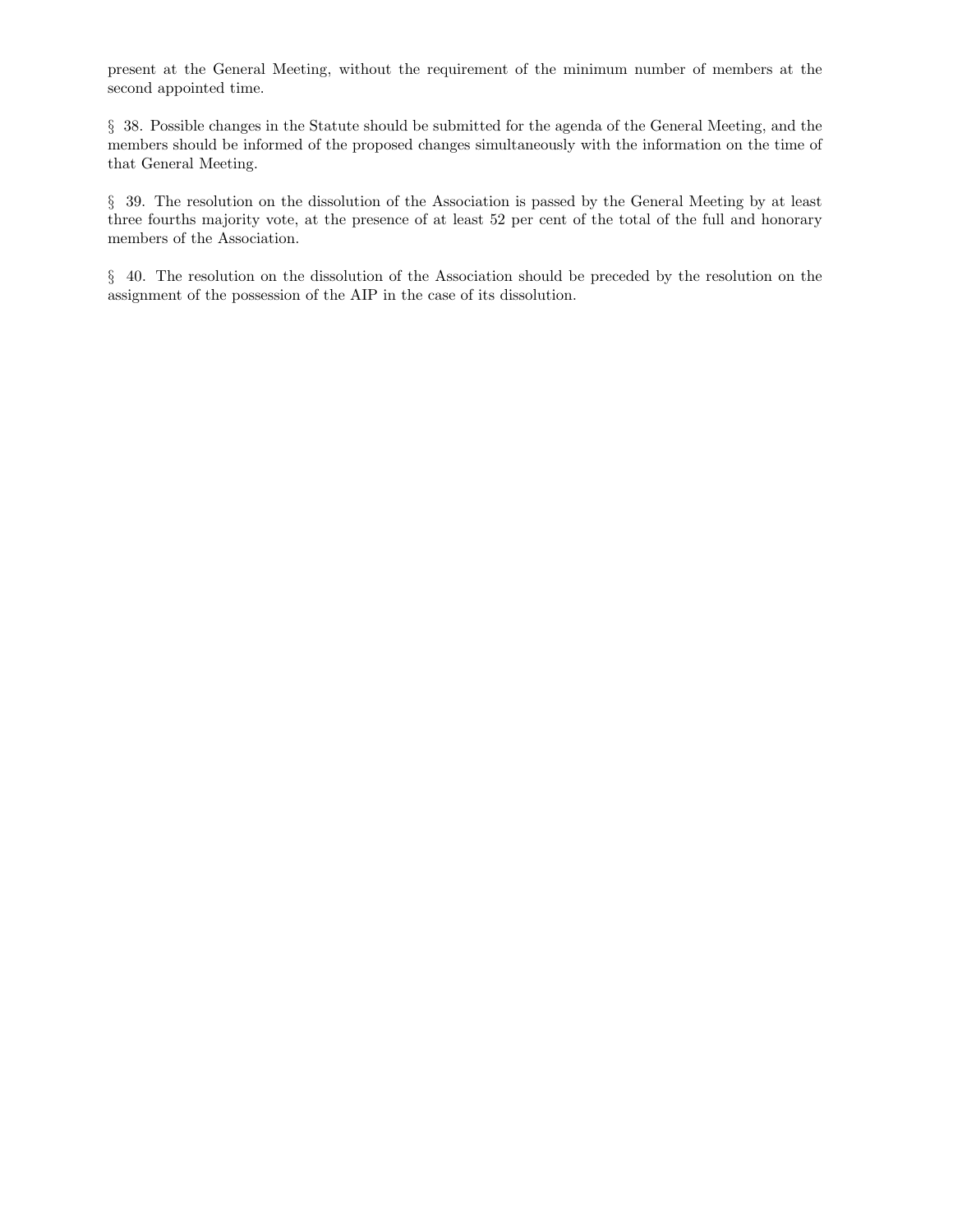present at the General Meeting, without the requirement of the minimum number of members at the second appointed time.

§ 38. Possible changes in the Statute should be submitted for the agenda of the General Meeting, and the members should be informed of the proposed changes simultaneously with the information on the time of that General Meeting.

§ 39. The resolution on the dissolution of the Association is passed by the General Meeting by at least three fourths majority vote, at the presence of at least 52 per cent of the total of the full and honorary members of the Association.

§ 40. The resolution on the dissolution of the Association should be preceded by the resolution on the assignment of the possession of the AIP in the case of its dissolution.